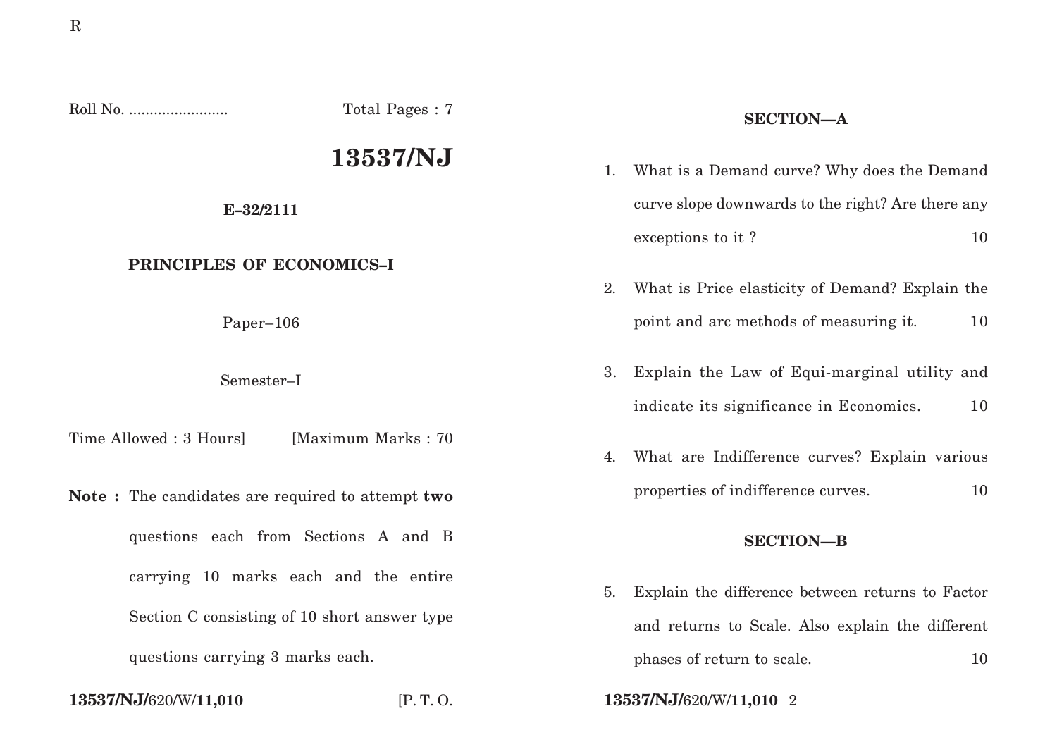Roll No. ........................ Total Pages : 7

# 13537/NJ

**E–32/2111**

**PRINCIPLES OF ECONOMICS–I**

Paper–106

Semester–I

Time Allowed : 3 Hours] [Maximum Marks : 70

**Note :** The candidates are required to attempt **two** questions each from Sections A and B carrying 10 marks each and the entire Section C consisting of 10 short answer type questions carrying 3 marks each.

## SECTION—A

1. What is a Demand curve? Why does the Demand curve slope downwards to the right? Are there any exceptions to it ? 10

2. What is Price elasticity of Demand? Explain the point and arc methods of measuring it. 10

3. Explain the Law of Equi-marginal utility and indicate its significance in Economics. 10

4. What are Indifference curves? Explain various properties of indifference curves. 10

## SECTION—B

5. Explain the difference between returns to Factor and returns to Scale. Also explain the different phases of return to scale. 10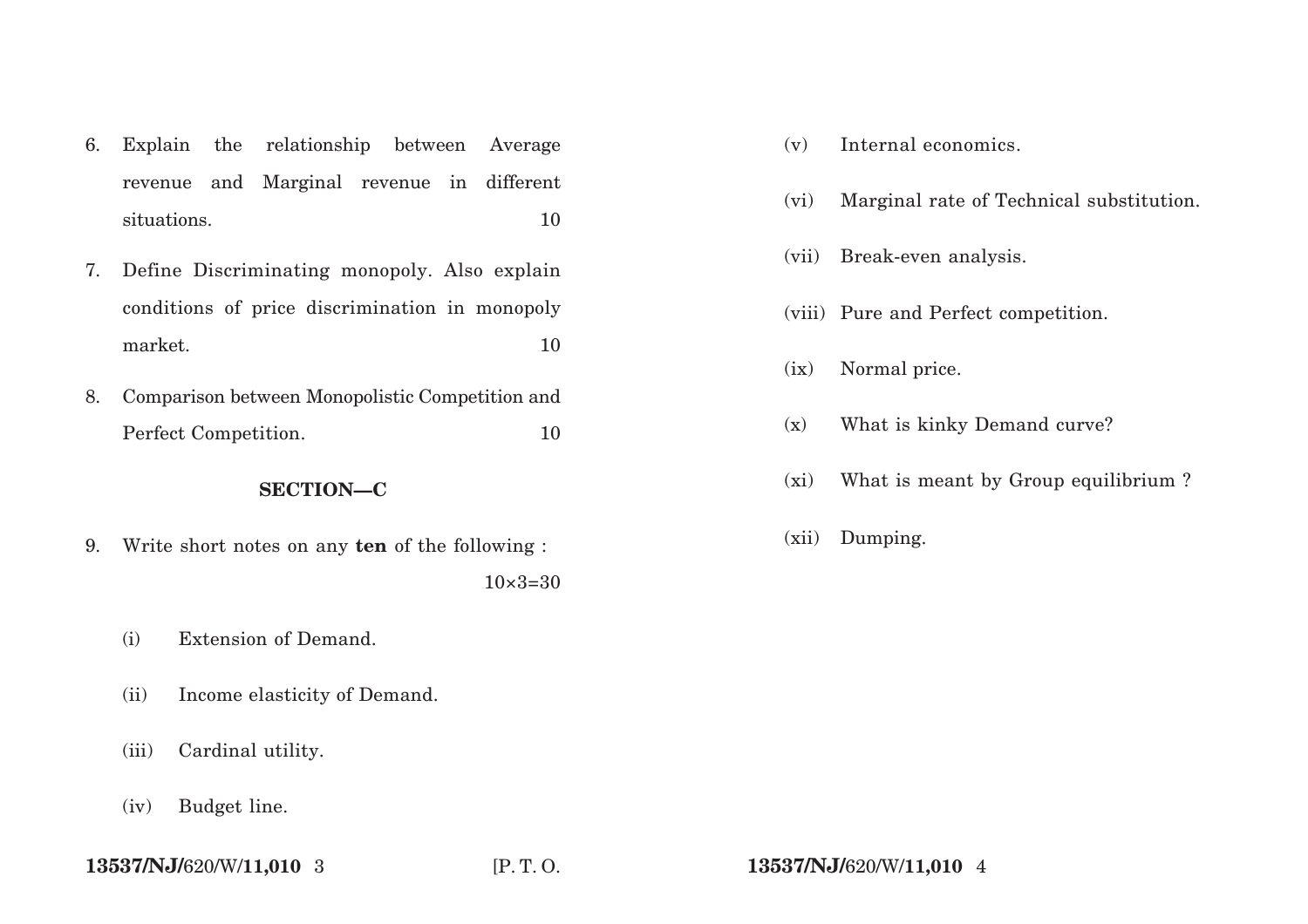6. Explain the relationship between Average revenue and Marginal revenue in different situations. 10

7. Define Discriminating monopoly. Also explain conditions of price discrimination in monopoly market. 10

8. Comparison between Monopolistic Competition and Perfect Competition. 10

## SECTION—C

9. Write short notes on any **ten** of the following : 10×3=30

   (i) Extension of Demand.

   (ii) Income elasticity of Demand.

   (iii) Cardinal utility.

   (iv) Budget line.

   (v) Internal economics.

   (vi) Marginal rate of Technical substitution.

   (vii) Break-even analysis.

   (viii) Pure and Perfect competition.

   (ix) Normal price.

   (x) What is kinky Demand curve?

   (xi) What is meant by Group equilibrium ?

   (xii) Dumping.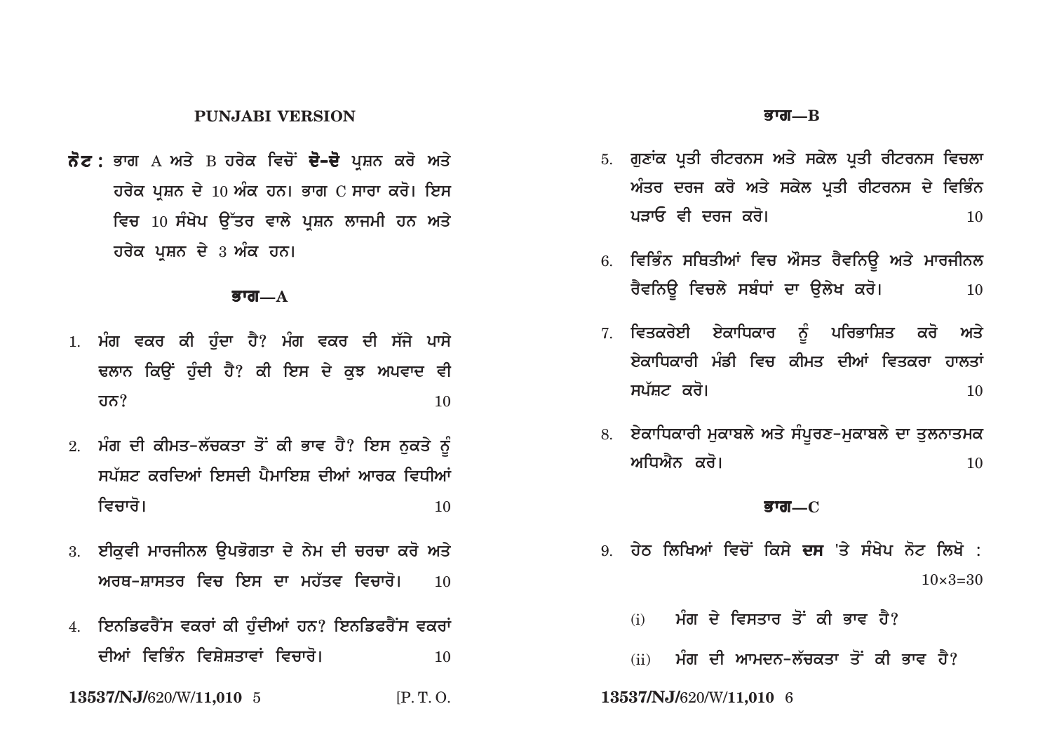## PUNJABI VERSION

**ਨੋਟ :** ਭਾਗ A ਅਤੇ B ਹਰੇਕ ਵਿਚੋਂ **ਦੋ-ਦੋ** ਪ੍ਰਸ਼ਨ ਕਰੋ ਅਤੇ ਹਰੇਕ ਪ੍ਰਸ਼ਨ ਦੇ 10 ਅੰਕ ਹਨ। ਭਾਗ C ਸਾਰਾ ਕਰੋ। ਇਸ ਵਿਚ 10 ਸੰਖੇਪ ਉੱਤਰ ਵਾਲੇ ਪ੍ਰਸ਼ਨ ਲਾਜਮੀ ਹਨ ਅਤੇ ਹਰੇਕ ਪ੍ਰਸ਼ਨ ਦੇ 3 ਅੰਕ ਹਨ।

### ਭਾਗ—A

1. ਮੰਗ ਵਕਰ ਕੀ ਹੁੰਦਾ ਹੈ? ਮੰਗ ਵਕਰ ਦੀ ਸੱਜੇ ਪਾਸੇ ਢਲਾਨ ਕਿਉਂ ਹੁੰਦੀ ਹੈ? ਕੀ ਇਸ ਦੇ ਕੁਝ ਅਪਵਾਦ ਵੀ ਹਨ? 10

2. ਮੰਗ ਦੀ ਕੀਮਤ-ਲੱਚਕਤਾ ਤੋਂ ਕੀ ਭਾਵ ਹੈ? ਇਸ ਨੁਕਤੇ ਨੂੰ ਸਪੱਸ਼ਟ ਕਰਦਿਆਂ ਇਸਦੀ ਪੈਮਾਇਸ਼ ਦੀਆਂ ਆਰਕ ਵਿਧੀਆਂ ਵਿਚਾਰੋ। 10

3. ਈਕੁਵੀ ਮਾਰਜੀਨਲ ਉਪਭੋਗਤਾ ਦੇ ਨੇਮ ਦੀ ਚਰਚਾ ਕਰੋ ਅਤੇ ਅਰਥ-ਸ਼ਾਸਤਰ ਵਿਚ ਇਸ ਦਾ ਮਹੱਤਵ ਵਿਚਾਰੋ। 10

4. ਇਨਡਿਫਰੈਂਸ ਵਕਰਾਂ ਕੀ ਹੁੰਦੀਆਂ ਹਨ? ਇਨਡਿਫਰੈਂਸ ਵਕਰਾਂ ਦੀਆਂ ਵਿਭਿੰਨ ਵਿਸ਼ੇਸ਼ਤਾਵਾਂ ਵਿਚਾਰੋ। 10

### ਭਾਗ—B

5. ਗੁਣਾਂਕ ਪ੍ਰਤੀ ਰੀਟਰਨਸ ਅਤੇ ਸਕੇਲ ਪ੍ਰਤੀ ਰੀਟਰਨਸ ਵਿਚਲਾ ਅੰਤਰ ਦਰਜ ਕਰੋ ਅਤੇ ਸਕੇਲ ਪ੍ਰਤੀ ਰੀਟਰਨਸ ਦੇ ਵਿਭਿੰਨ ਪੜਾਓ ਵੀ ਦਰਜ ਕਰੋ। 10

6. ਵਿਭਿੰਨ ਸਥਿਤੀਆਂ ਵਿਚ ਔਸਤ ਰੈਵਨਿਊ ਅਤੇ ਮਾਰਜੀਨਲ ਰੈਵਨਿਊ ਵਿਚਲੇ ਸਬੰਧਾਂ ਦਾ ਉਲੇਖ ਕਰੋ। 10

7. ਵਿਤਕਰੇਈ ਏਕਾਧਿਕਾਰ ਨੂੰ ਪਰਿਭਾਸ਼ਿਤ ਕਰੋ ਅਤੇ ਏਕਾਧਿਕਾਰੀ ਮੰਡੀ ਵਿਚ ਕੀਮਤ ਦੀਆਂ ਵਿਤਕਰਾ ਹਾਲਤਾਂ ਸਪੱਸ਼ਟ ਕਰੋ। 10

8. ਏਕਾਧਿਕਾਰੀ ਮੁਕਾਬਲੇ ਅਤੇ ਸੰਪੂਰਣ-ਮੁਕਾਬਲੇ ਦਾ ਤੁਲਨਾਤਮਕ ਅਧਿਐਨ ਕਰੋ। 10

### ਭਾਗ—C

9. ਹੇਠ ਲਿਖਿਆਂ ਵਿਚੋਂ ਕਿਸੇ **ਦਸ** 'ਤੇ ਸੰਖੇਪ ਨੋਟ ਲਿਖੋ : $10 \times 3 = 30$

   (i) ਮੰਗ ਦੇ ਵਿਸਤਾਰ ਤੋਂ ਕੀ ਭਾਵ ਹੈ?

   (ii) ਮੰਗ ਦੀ ਆਮਦਨ-ਲੱਚਕਤਾ ਤੋਂ ਕੀ ਭਾਵ ਹੈ?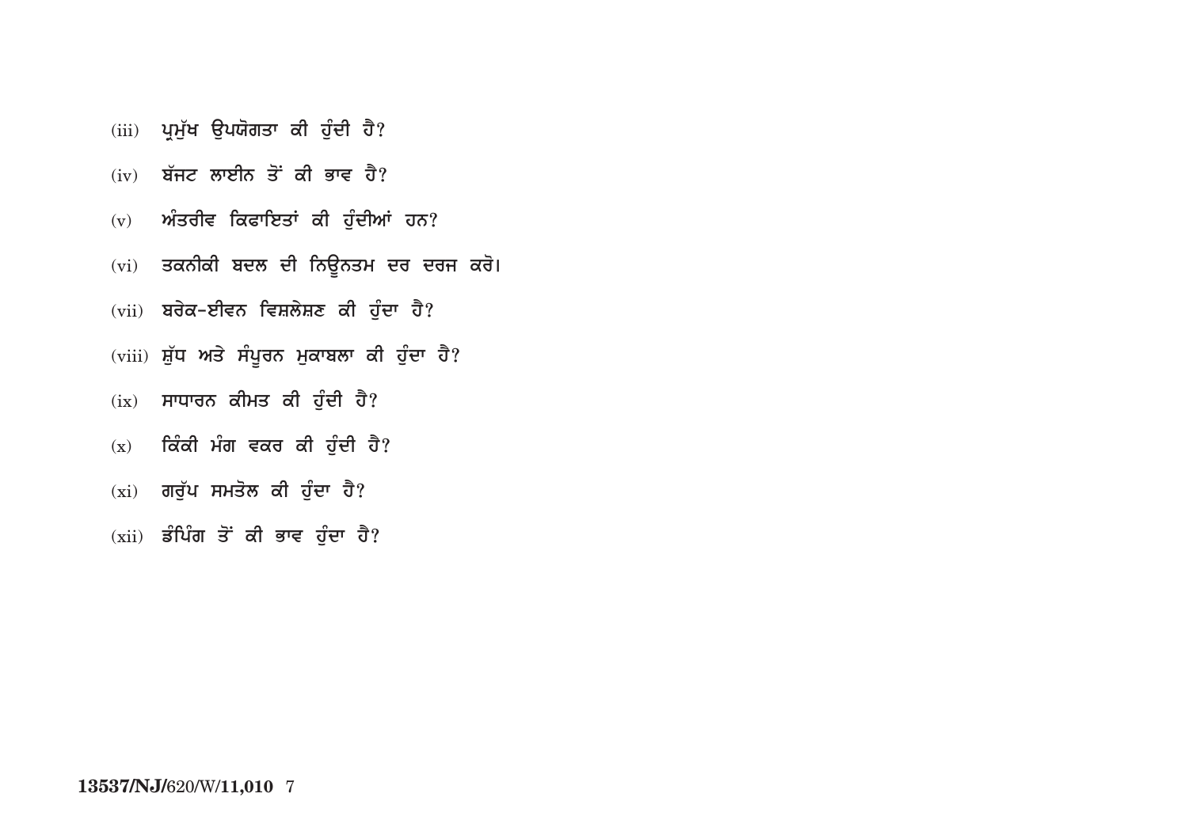(iii) ਪ੍ਰਮੁੱਖ ਉਪਯੋਗਤਾ ਕੀ ਹੁੰਦੀ ਹੈ?

(iv) ਬੱਜਟ ਲਾਈਨ ਤੋਂ ਕੀ ਭਾਵ ਹੈ?

(v) ਅੰਤਰੀਵ ਕਿਫਾਇਤਾਂ ਕੀ ਹੁੰਦੀਆਂ ਹਨ?

(vi) ਤਕਨੀਕੀ ਬਦਲ ਦੀ ਨਿਊਨਤਮ ਦਰ ਦਰਜ ਕਰੋ।

(vii) ਬਰੇਕ-ਈਵਨ ਵਿਸ਼ਲੇਸ਼ਣ ਕੀ ਹੁੰਦਾ ਹੈ?

(viii) ਸ਼ੁੱਧ ਅਤੇ ਸੰਪੂਰਨ ਮੁਕਾਬਲਾ ਕੀ ਹੁੰਦਾ ਹੈ?

(ix) ਸਾਧਾਰਨ ਕੀਮਤ ਕੀ ਹੁੰਦੀ ਹੈ?

(x) ਕਿੰਕੀ ਮੰਗ ਵਕਰ ਕੀ ਹੁੰਦੀ ਹੈ?

(xi) ਗਰੁੱਪ ਸਮਤੋਲ ਕੀ ਹੁੰਦਾ ਹੈ?

(xii) ਡੰਪਿੰਗ ਤੋਂ ਕੀ ਭਾਵ ਹੁੰਦਾ ਹੈ?